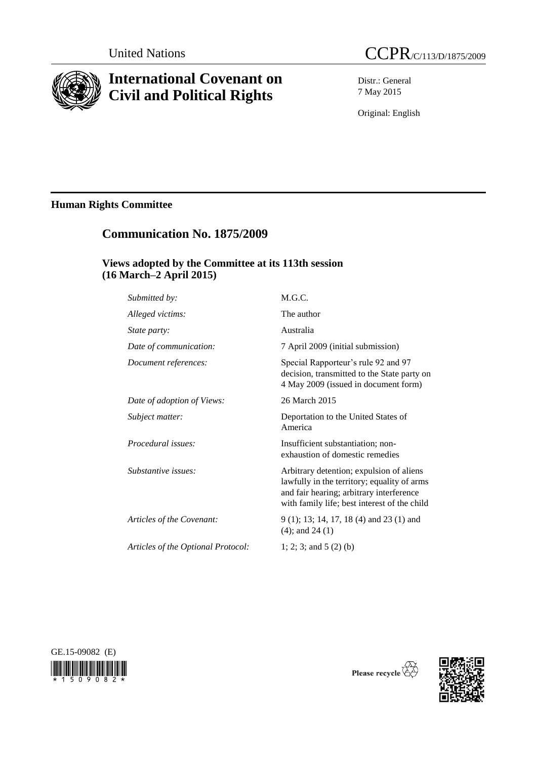United Nations

# CCPR/C/113/D/1875/2009

# International Covenant on Civil and Political Rights

Distr.: General
7 May 2015

Original: English

**Human Rights Committee**

## Communication No. 1875/2009

### Views adopted by the Committee at its 113th session (16 March–2 April 2015)

| | |
|---|---|
| *Submitted by:* | M.G.C. |
| *Alleged victims:* | The author |
| *State party:* | Australia |
| *Date of communication:* | 7 April 2009 (initial submission) |
| *Document references:* | Special Rapporteur's rule 92 and 97 decision, transmitted to the State party on 4 May 2009 (issued in document form) |
| *Date of adoption of Views:* | 26 March 2015 |
| *Subject matter:* | Deportation to the United States of America |
| *Procedural issues:* | Insufficient substantiation; non-exhaustion of domestic remedies |
| *Substantive issues:* | Arbitrary detention; expulsion of aliens lawfully in the territory; equality of arms and fair hearing; arbitrary interference with family life; best interest of the child |
| *Articles of the Covenant:* | 9 (1); 13; 14, 17, 18 (4) and 23 (1) and (4); and 24 (1) |
| *Articles of the Optional Protocol:* | 1; 2; 3; and 5 (2) (b) |

GE.15-09082 (E)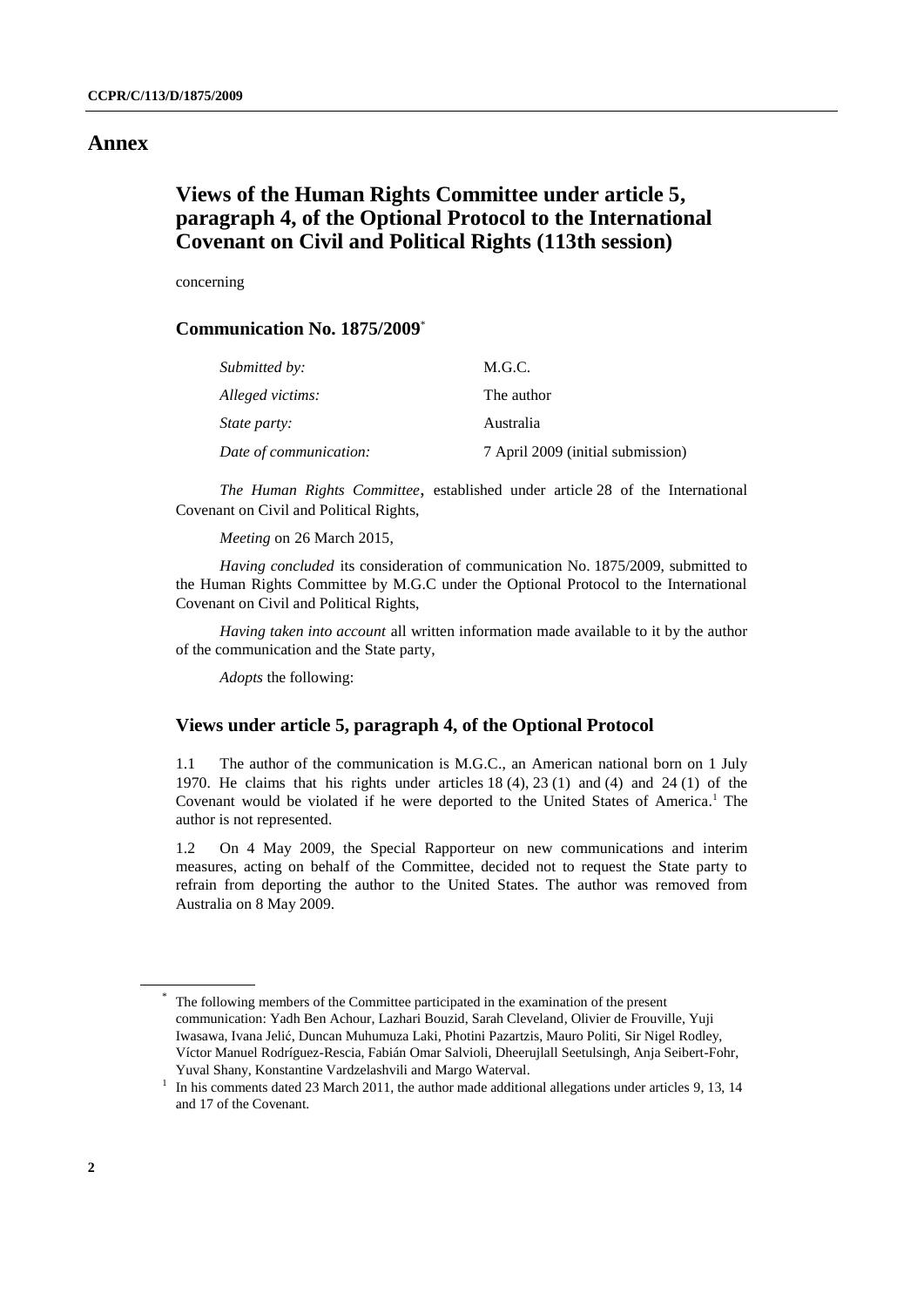# Annex

## Views of the Human Rights Committee under article 5, paragraph 4, of the Optional Protocol to the International Covenant on Civil and Political Rights (113th session)

concerning

### Communication No. 1875/2009*

| | |
|---|---|
| *Submitted by:* | M.G.C. |
| *Alleged victims:* | The author |
| *State party:* | Australia |
| *Date of communication:* | 7 April 2009 (initial submission) |

*The Human Rights Committee*, established under article 28 of the International Covenant on Civil and Political Rights,

*Meeting* on 26 March 2015,

*Having concluded* its consideration of communication No. 1875/2009, submitted to the Human Rights Committee by M.G.C under the Optional Protocol to the International Covenant on Civil and Political Rights,

*Having taken into account* all written information made available to it by the author of the communication and the State party,

*Adopts* the following:

### Views under article 5, paragraph 4, of the Optional Protocol

1.1 The author of the communication is M.G.C., an American national born on 1 July 1970. He claims that his rights under articles 18 (4), 23 (1) and (4) and 24 (1) of the Covenant would be violated if he were deported to the United States of America.[1] The author is not represented.

1.2 On 4 May 2009, the Special Rapporteur on new communications and interim measures, acting on behalf of the Committee, decided not to request the State party to refrain from deporting the author to the United States. The author was removed from Australia on 8 May 2009.

---

\* The following members of the Committee participated in the examination of the present communication: Yadh Ben Achour, Lazhari Bouzid, Sarah Cleveland, Olivier de Frouville, Yuji Iwasawa, Ivana Jelić, Duncan Muhumuza Laki, Photini Pazartzis, Mauro Politi, Sir Nigel Rodley, Víctor Manuel Rodríguez-Rescia, Fabián Omar Salvioli, Dheerujlall Seetulsingh, Anja Seibert-Fohr, Yuval Shany, Konstantine Vardzelashvili and Margo Waterval.

[1] In his comments dated 23 March 2011, the author made additional allegations under articles 9, 13, 14 and 17 of the Covenant.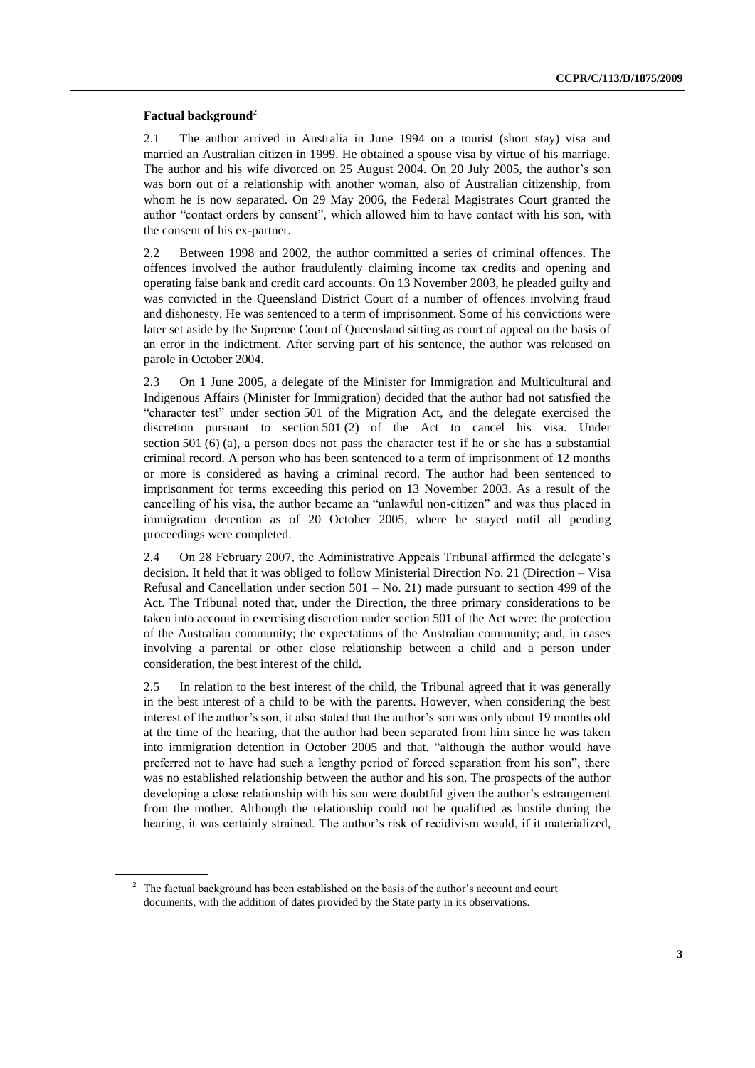**Factual background**[2]

2.1 The author arrived in Australia in June 1994 on a tourist (short stay) visa and married an Australian citizen in 1999. He obtained a spouse visa by virtue of his marriage. The author and his wife divorced on 25 August 2004. On 20 July 2005, the author's son was born out of a relationship with another woman, also of Australian citizenship, from whom he is now separated. On 29 May 2006, the Federal Magistrates Court granted the author "contact orders by consent", which allowed him to have contact with his son, with the consent of his ex-partner.

2.2 Between 1998 and 2002, the author committed a series of criminal offences. The offences involved the author fraudulently claiming income tax credits and opening and operating false bank and credit card accounts. On 13 November 2003, he pleaded guilty and was convicted in the Queensland District Court of a number of offences involving fraud and dishonesty. He was sentenced to a term of imprisonment. Some of his convictions were later set aside by the Supreme Court of Queensland sitting as court of appeal on the basis of an error in the indictment. After serving part of his sentence, the author was released on parole in October 2004.

2.3 On 1 June 2005, a delegate of the Minister for Immigration and Multicultural and Indigenous Affairs (Minister for Immigration) decided that the author had not satisfied the "character test" under section 501 of the Migration Act, and the delegate exercised the discretion pursuant to section 501 (2) of the Act to cancel his visa. Under section 501 (6) (a), a person does not pass the character test if he or she has a substantial criminal record. A person who has been sentenced to a term of imprisonment of 12 months or more is considered as having a criminal record. The author had been sentenced to imprisonment for terms exceeding this period on 13 November 2003. As a result of the cancelling of his visa, the author became an "unlawful non-citizen" and was thus placed in immigration detention as of 20 October 2005, where he stayed until all pending proceedings were completed.

2.4 On 28 February 2007, the Administrative Appeals Tribunal affirmed the delegate's decision. It held that it was obliged to follow Ministerial Direction No. 21 (Direction – Visa Refusal and Cancellation under section 501 – No. 21) made pursuant to section 499 of the Act. The Tribunal noted that, under the Direction, the three primary considerations to be taken into account in exercising discretion under section 501 of the Act were: the protection of the Australian community; the expectations of the Australian community; and, in cases involving a parental or other close relationship between a child and a person under consideration, the best interest of the child.

2.5 In relation to the best interest of the child, the Tribunal agreed that it was generally in the best interest of a child to be with the parents. However, when considering the best interest of the author's son, it also stated that the author's son was only about 19 months old at the time of the hearing, that the author had been separated from him since he was taken into immigration detention in October 2005 and that, "although the author would have preferred not to have had such a lengthy period of forced separation from his son", there was no established relationship between the author and his son. The prospects of the author developing a close relationship with his son were doubtful given the author's estrangement from the mother. Although the relationship could not be qualified as hostile during the hearing, it was certainly strained. The author's risk of recidivism would, if it materialized,

[2] The factual background has been established on the basis of the author's account and court documents, with the addition of dates provided by the State party in its observations.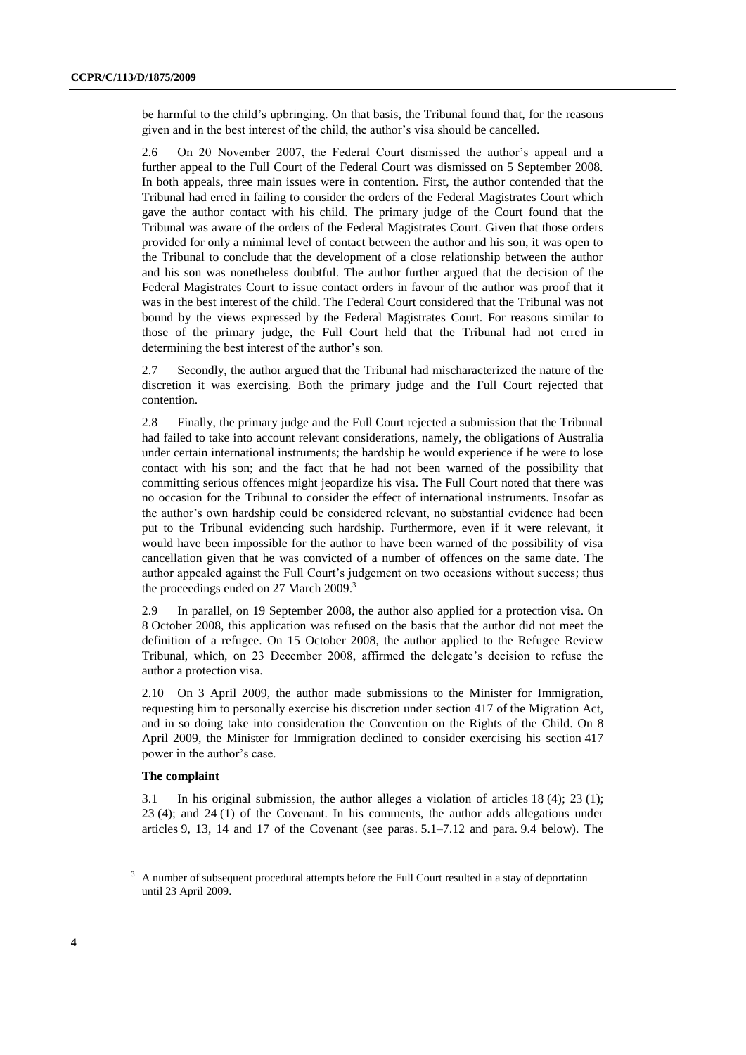be harmful to the child's upbringing. On that basis, the Tribunal found that, for the reasons given and in the best interest of the child, the author's visa should be cancelled.

2.6 On 20 November 2007, the Federal Court dismissed the author's appeal and a further appeal to the Full Court of the Federal Court was dismissed on 5 September 2008. In both appeals, three main issues were in contention. First, the author contended that the Tribunal had erred in failing to consider the orders of the Federal Magistrates Court which gave the author contact with his child. The primary judge of the Court found that the Tribunal was aware of the orders of the Federal Magistrates Court. Given that those orders provided for only a minimal level of contact between the author and his son, it was open to the Tribunal to conclude that the development of a close relationship between the author and his son was nonetheless doubtful. The author further argued that the decision of the Federal Magistrates Court to issue contact orders in favour of the author was proof that it was in the best interest of the child. The Federal Court considered that the Tribunal was not bound by the views expressed by the Federal Magistrates Court. For reasons similar to those of the primary judge, the Full Court held that the Tribunal had not erred in determining the best interest of the author's son.

2.7 Secondly, the author argued that the Tribunal had mischaracterized the nature of the discretion it was exercising. Both the primary judge and the Full Court rejected that contention.

2.8 Finally, the primary judge and the Full Court rejected a submission that the Tribunal had failed to take into account relevant considerations, namely, the obligations of Australia under certain international instruments; the hardship he would experience if he were to lose contact with his son; and the fact that he had not been warned of the possibility that committing serious offences might jeopardize his visa. The Full Court noted that there was no occasion for the Tribunal to consider the effect of international instruments. Insofar as the author's own hardship could be considered relevant, no substantial evidence had been put to the Tribunal evidencing such hardship. Furthermore, even if it were relevant, it would have been impossible for the author to have been warned of the possibility of visa cancellation given that he was convicted of a number of offences on the same date. The author appealed against the Full Court's judgement on two occasions without success; thus the proceedings ended on 27 March 2009.[3]

2.9 In parallel, on 19 September 2008, the author also applied for a protection visa. On 8 October 2008, this application was refused on the basis that the author did not meet the definition of a refugee. On 15 October 2008, the author applied to the Refugee Review Tribunal, which, on 23 December 2008, affirmed the delegate's decision to refuse the author a protection visa.

2.10 On 3 April 2009, the author made submissions to the Minister for Immigration, requesting him to personally exercise his discretion under section 417 of the Migration Act, and in so doing take into consideration the Convention on the Rights of the Child. On 8 April 2009, the Minister for Immigration declined to consider exercising his section 417 power in the author's case.

### The complaint

3.1 In his original submission, the author alleges a violation of articles 18 (4); 23 (1); 23 (4); and 24 (1) of the Covenant. In his comments, the author adds allegations under articles 9, 13, 14 and 17 of the Covenant (see paras. 5.1–7.12 and para. 9.4 below). The

[3] A number of subsequent procedural attempts before the Full Court resulted in a stay of deportation until 23 April 2009.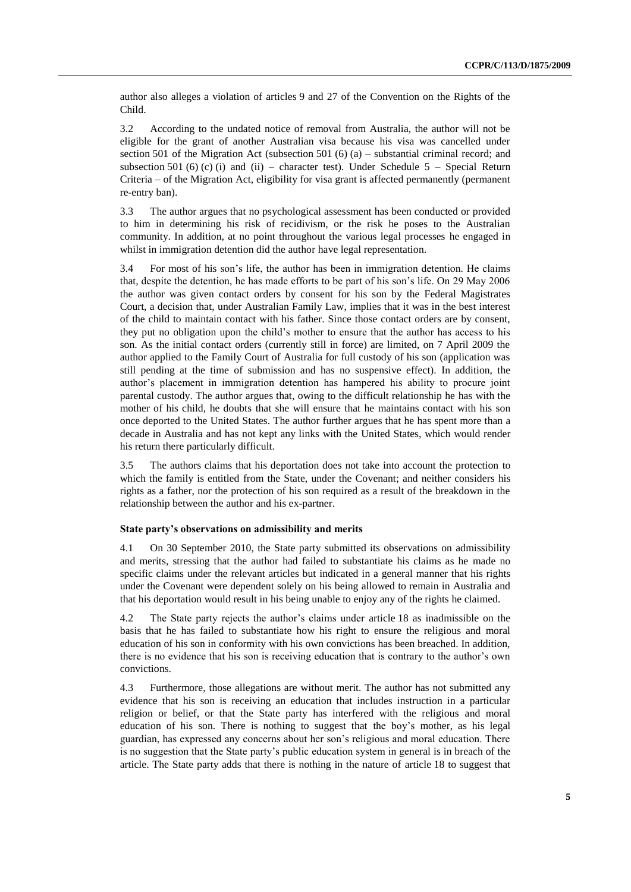author also alleges a violation of articles 9 and 27 of the Convention on the Rights of the Child.

3.2 According to the undated notice of removal from Australia, the author will not be eligible for the grant of another Australian visa because his visa was cancelled under section 501 of the Migration Act (subsection 501 (6) (a) – substantial criminal record; and subsection 501 (6) (c) (i) and (ii) – character test). Under Schedule 5 – Special Return Criteria – of the Migration Act, eligibility for visa grant is affected permanently (permanent re-entry ban).

3.3 The author argues that no psychological assessment has been conducted or provided to him in determining his risk of recidivism, or the risk he poses to the Australian community. In addition, at no point throughout the various legal processes he engaged in whilst in immigration detention did the author have legal representation.

3.4 For most of his son's life, the author has been in immigration detention. He claims that, despite the detention, he has made efforts to be part of his son's life. On 29 May 2006 the author was given contact orders by consent for his son by the Federal Magistrates Court, a decision that, under Australian Family Law, implies that it was in the best interest of the child to maintain contact with his father. Since those contact orders are by consent, they put no obligation upon the child's mother to ensure that the author has access to his son. As the initial contact orders (currently still in force) are limited, on 7 April 2009 the author applied to the Family Court of Australia for full custody of his son (application was still pending at the time of submission and has no suspensive effect). In addition, the author's placement in immigration detention has hampered his ability to procure joint parental custody. The author argues that, owing to the difficult relationship he has with the mother of his child, he doubts that she will ensure that he maintains contact with his son once deported to the United States. The author further argues that he has spent more than a decade in Australia and has not kept any links with the United States, which would render his return there particularly difficult.

3.5 The authors claims that his deportation does not take into account the protection to which the family is entitled from the State, under the Covenant; and neither considers his rights as a father, nor the protection of his son required as a result of the breakdown in the relationship between the author and his ex-partner.

### State party's observations on admissibility and merits

4.1 On 30 September 2010, the State party submitted its observations on admissibility and merits, stressing that the author had failed to substantiate his claims as he made no specific claims under the relevant articles but indicated in a general manner that his rights under the Covenant were dependent solely on his being allowed to remain in Australia and that his deportation would result in his being unable to enjoy any of the rights he claimed.

4.2 The State party rejects the author's claims under article 18 as inadmissible on the basis that he has failed to substantiate how his right to ensure the religious and moral education of his son in conformity with his own convictions has been breached. In addition, there is no evidence that his son is receiving education that is contrary to the author's own convictions.

4.3 Furthermore, those allegations are without merit. The author has not submitted any evidence that his son is receiving an education that includes instruction in a particular religion or belief, or that the State party has interfered with the religious and moral education of his son. There is nothing to suggest that the boy's mother, as his legal guardian, has expressed any concerns about her son's religious and moral education. There is no suggestion that the State party's public education system in general is in breach of the article. The State party adds that there is nothing in the nature of article 18 to suggest that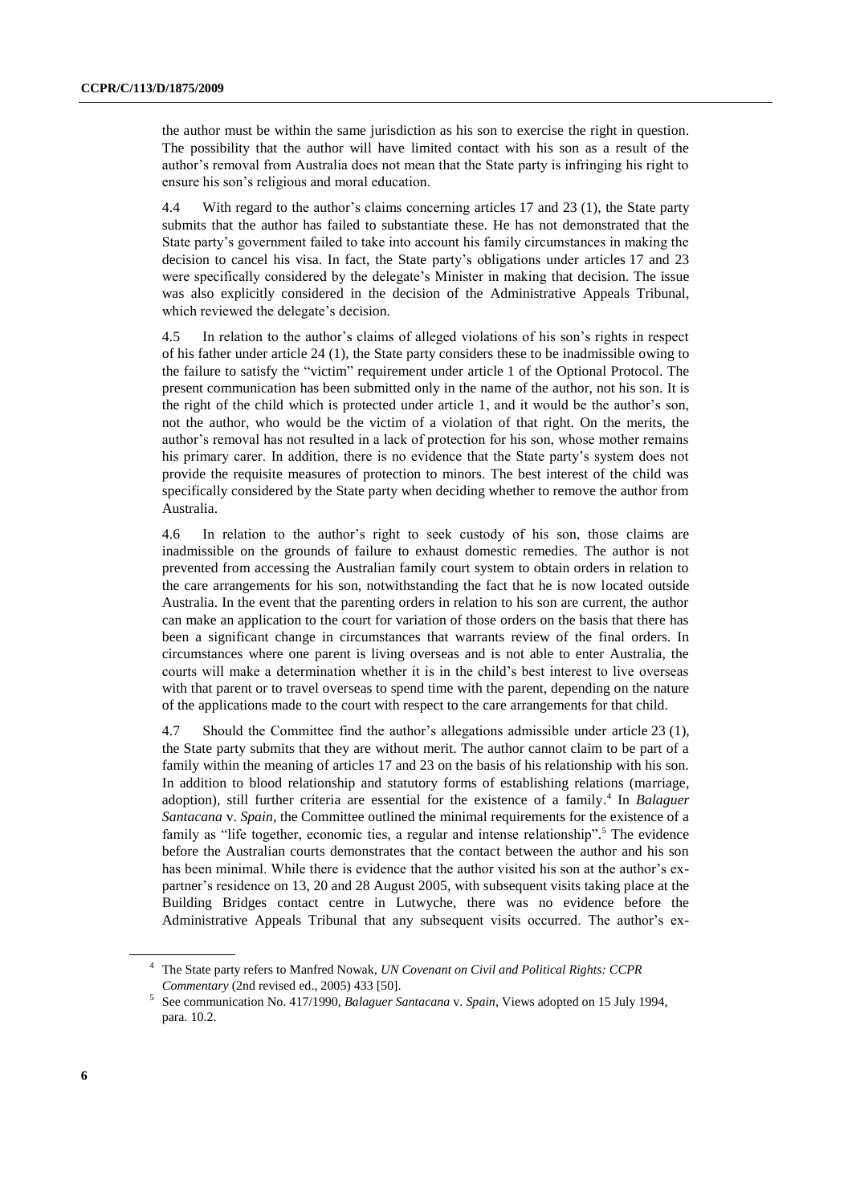the author must be within the same jurisdiction as his son to exercise the right in question. The possibility that the author will have limited contact with his son as a result of the author's removal from Australia does not mean that the State party is infringing his right to ensure his son's religious and moral education.

4.4 With regard to the author's claims concerning articles 17 and 23 (1), the State party submits that the author has failed to substantiate these. He has not demonstrated that the State party's government failed to take into account his family circumstances in making the decision to cancel his visa. In fact, the State party's obligations under articles 17 and 23 were specifically considered by the delegate's Minister in making that decision. The issue was also explicitly considered in the decision of the Administrative Appeals Tribunal, which reviewed the delegate's decision.

4.5 In relation to the author's claims of alleged violations of his son's rights in respect of his father under article 24 (1), the State party considers these to be inadmissible owing to the failure to satisfy the "victim" requirement under article 1 of the Optional Protocol. The present communication has been submitted only in the name of the author, not his son. It is the right of the child which is protected under article 1, and it would be the author's son, not the author, who would be the victim of a violation of that right. On the merits, the author's removal has not resulted in a lack of protection for his son, whose mother remains his primary carer. In addition, there is no evidence that the State party's system does not provide the requisite measures of protection to minors. The best interest of the child was specifically considered by the State party when deciding whether to remove the author from Australia.

4.6 In relation to the author's right to seek custody of his son, those claims are inadmissible on the grounds of failure to exhaust domestic remedies. The author is not prevented from accessing the Australian family court system to obtain orders in relation to the care arrangements for his son, notwithstanding the fact that he is now located outside Australia. In the event that the parenting orders in relation to his son are current, the author can make an application to the court for variation of those orders on the basis that there has been a significant change in circumstances that warrants review of the final orders. In circumstances where one parent is living overseas and is not able to enter Australia, the courts will make a determination whether it is in the child's best interest to live overseas with that parent or to travel overseas to spend time with the parent, depending on the nature of the applications made to the court with respect to the care arrangements for that child.

4.7 Should the Committee find the author's allegations admissible under article 23 (1), the State party submits that they are without merit. The author cannot claim to be part of a family within the meaning of articles 17 and 23 on the basis of his relationship with his son. In addition to blood relationship and statutory forms of establishing relations (marriage, adoption), still further criteria are essential for the existence of a family.[4] In *Balaguer Santacana* v. *Spain*, the Committee outlined the minimal requirements for the existence of a family as "life together, economic ties, a regular and intense relationship".[5] The evidence before the Australian courts demonstrates that the contact between the author and his son has been minimal. While there is evidence that the author visited his son at the author's ex-partner's residence on 13, 20 and 28 August 2005, with subsequent visits taking place at the Building Bridges contact centre in Lutwyche, there was no evidence before the Administrative Appeals Tribunal that any subsequent visits occurred. The author's ex-

[4] The State party refers to Manfred Nowak, *UN Covenant on Civil and Political Rights: CCPR Commentary* (2nd revised ed., 2005) 433 [50].

[5] See communication No. 417/1990, *Balaguer Santacana* v. *Spain*, Views adopted on 15 July 1994, para. 10.2.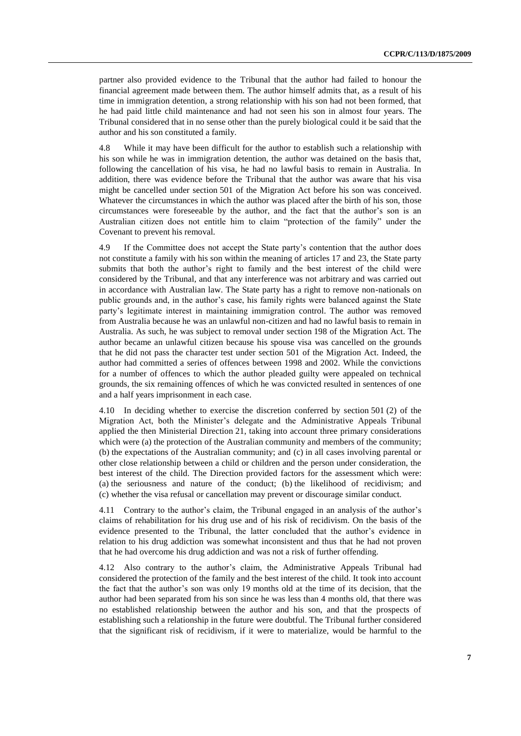partner also provided evidence to the Tribunal that the author had failed to honour the financial agreement made between them. The author himself admits that, as a result of his time in immigration detention, a strong relationship with his son had not been formed, that he had paid little child maintenance and had not seen his son in almost four years. The Tribunal considered that in no sense other than the purely biological could it be said that the author and his son constituted a family.

4.8 While it may have been difficult for the author to establish such a relationship with his son while he was in immigration detention, the author was detained on the basis that, following the cancellation of his visa, he had no lawful basis to remain in Australia. In addition, there was evidence before the Tribunal that the author was aware that his visa might be cancelled under section 501 of the Migration Act before his son was conceived. Whatever the circumstances in which the author was placed after the birth of his son, those circumstances were foreseeable by the author, and the fact that the author's son is an Australian citizen does not entitle him to claim "protection of the family" under the Covenant to prevent his removal.

4.9 If the Committee does not accept the State party's contention that the author does not constitute a family with his son within the meaning of articles 17 and 23, the State party submits that both the author's right to family and the best interest of the child were considered by the Tribunal, and that any interference was not arbitrary and was carried out in accordance with Australian law. The State party has a right to remove non-nationals on public grounds and, in the author's case, his family rights were balanced against the State party's legitimate interest in maintaining immigration control. The author was removed from Australia because he was an unlawful non-citizen and had no lawful basis to remain in Australia. As such, he was subject to removal under section 198 of the Migration Act. The author became an unlawful citizen because his spouse visa was cancelled on the grounds that he did not pass the character test under section 501 of the Migration Act. Indeed, the author had committed a series of offences between 1998 and 2002. While the convictions for a number of offences to which the author pleaded guilty were appealed on technical grounds, the six remaining offences of which he was convicted resulted in sentences of one and a half years imprisonment in each case.

4.10 In deciding whether to exercise the discretion conferred by section 501 (2) of the Migration Act, both the Minister's delegate and the Administrative Appeals Tribunal applied the then Ministerial Direction 21, taking into account three primary considerations which were (a) the protection of the Australian community and members of the community; (b) the expectations of the Australian community; and (c) in all cases involving parental or other close relationship between a child or children and the person under consideration, the best interest of the child. The Direction provided factors for the assessment which were: (a) the seriousness and nature of the conduct; (b) the likelihood of recidivism; and (c) whether the visa refusal or cancellation may prevent or discourage similar conduct.

4.11 Contrary to the author's claim, the Tribunal engaged in an analysis of the author's claims of rehabilitation for his drug use and of his risk of recidivism. On the basis of the evidence presented to the Tribunal, the latter concluded that the author's evidence in relation to his drug addiction was somewhat inconsistent and thus that he had not proven that he had overcome his drug addiction and was not a risk of further offending.

4.12 Also contrary to the author's claim, the Administrative Appeals Tribunal had considered the protection of the family and the best interest of the child. It took into account the fact that the author's son was only 19 months old at the time of its decision, that the author had been separated from his son since he was less than 4 months old, that there was no established relationship between the author and his son, and that the prospects of establishing such a relationship in the future were doubtful. The Tribunal further considered that the significant risk of recidivism, if it were to materialize, would be harmful to the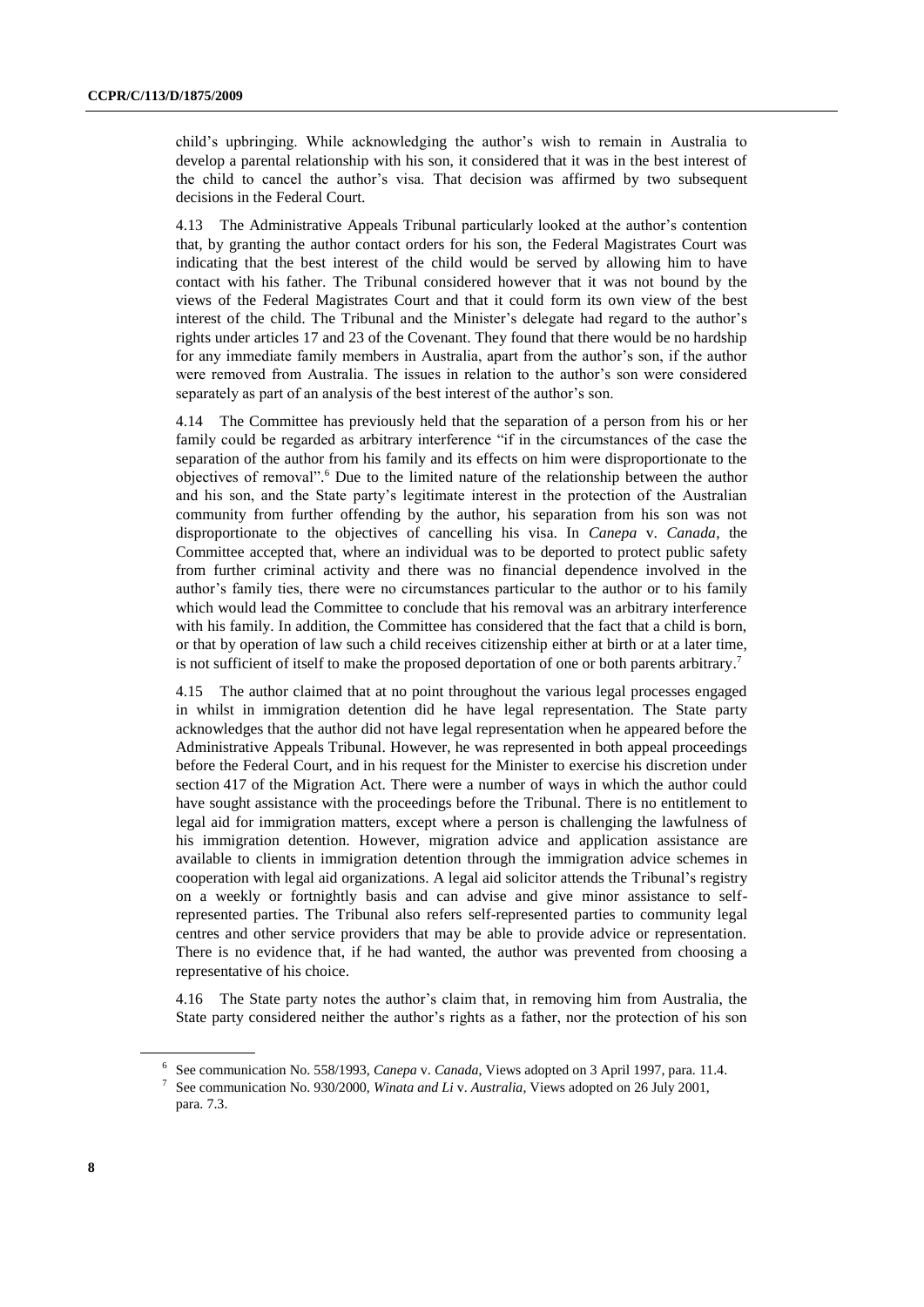child's upbringing. While acknowledging the author's wish to remain in Australia to develop a parental relationship with his son, it considered that it was in the best interest of the child to cancel the author's visa. That decision was affirmed by two subsequent decisions in the Federal Court.

4.13 The Administrative Appeals Tribunal particularly looked at the author's contention that, by granting the author contact orders for his son, the Federal Magistrates Court was indicating that the best interest of the child would be served by allowing him to have contact with his father. The Tribunal considered however that it was not bound by the views of the Federal Magistrates Court and that it could form its own view of the best interest of the child. The Tribunal and the Minister's delegate had regard to the author's rights under articles 17 and 23 of the Covenant. They found that there would be no hardship for any immediate family members in Australia, apart from the author's son, if the author were removed from Australia. The issues in relation to the author's son were considered separately as part of an analysis of the best interest of the author's son.

4.14 The Committee has previously held that the separation of a person from his or her family could be regarded as arbitrary interference "if in the circumstances of the case the separation of the author from his family and its effects on him were disproportionate to the objectives of removal".[6] Due to the limited nature of the relationship between the author and his son, and the State party's legitimate interest in the protection of the Australian community from further offending by the author, his separation from his son was not disproportionate to the objectives of cancelling his visa. In *Canepa* v. *Canada*, the Committee accepted that, where an individual was to be deported to protect public safety from further criminal activity and there was no financial dependence involved in the author's family ties, there were no circumstances particular to the author or to his family which would lead the Committee to conclude that his removal was an arbitrary interference with his family. In addition, the Committee has considered that the fact that a child is born, or that by operation of law such a child receives citizenship either at birth or at a later time, is not sufficient of itself to make the proposed deportation of one or both parents arbitrary.[7]

4.15 The author claimed that at no point throughout the various legal processes engaged in whilst in immigration detention did he have legal representation. The State party acknowledges that the author did not have legal representation when he appeared before the Administrative Appeals Tribunal. However, he was represented in both appeal proceedings before the Federal Court, and in his request for the Minister to exercise his discretion under section 417 of the Migration Act. There were a number of ways in which the author could have sought assistance with the proceedings before the Tribunal. There is no entitlement to legal aid for immigration matters, except where a person is challenging the lawfulness of his immigration detention. However, migration advice and application assistance are available to clients in immigration detention through the immigration advice schemes in cooperation with legal aid organizations. A legal aid solicitor attends the Tribunal's registry on a weekly or fortnightly basis and can advise and give minor assistance to self-represented parties. The Tribunal also refers self-represented parties to community legal centres and other service providers that may be able to provide advice or representation. There is no evidence that, if he had wanted, the author was prevented from choosing a representative of his choice.

4.16 The State party notes the author's claim that, in removing him from Australia, the State party considered neither the author's rights as a father, nor the protection of his son

---

[6] See communication No. 558/1993, *Canepa* v. *Canada*, Views adopted on 3 April 1997, para. 11.4.

[7] See communication No. 930/2000, *Winata and Li* v. *Australia*, Views adopted on 26 July 2001, para. 7.3.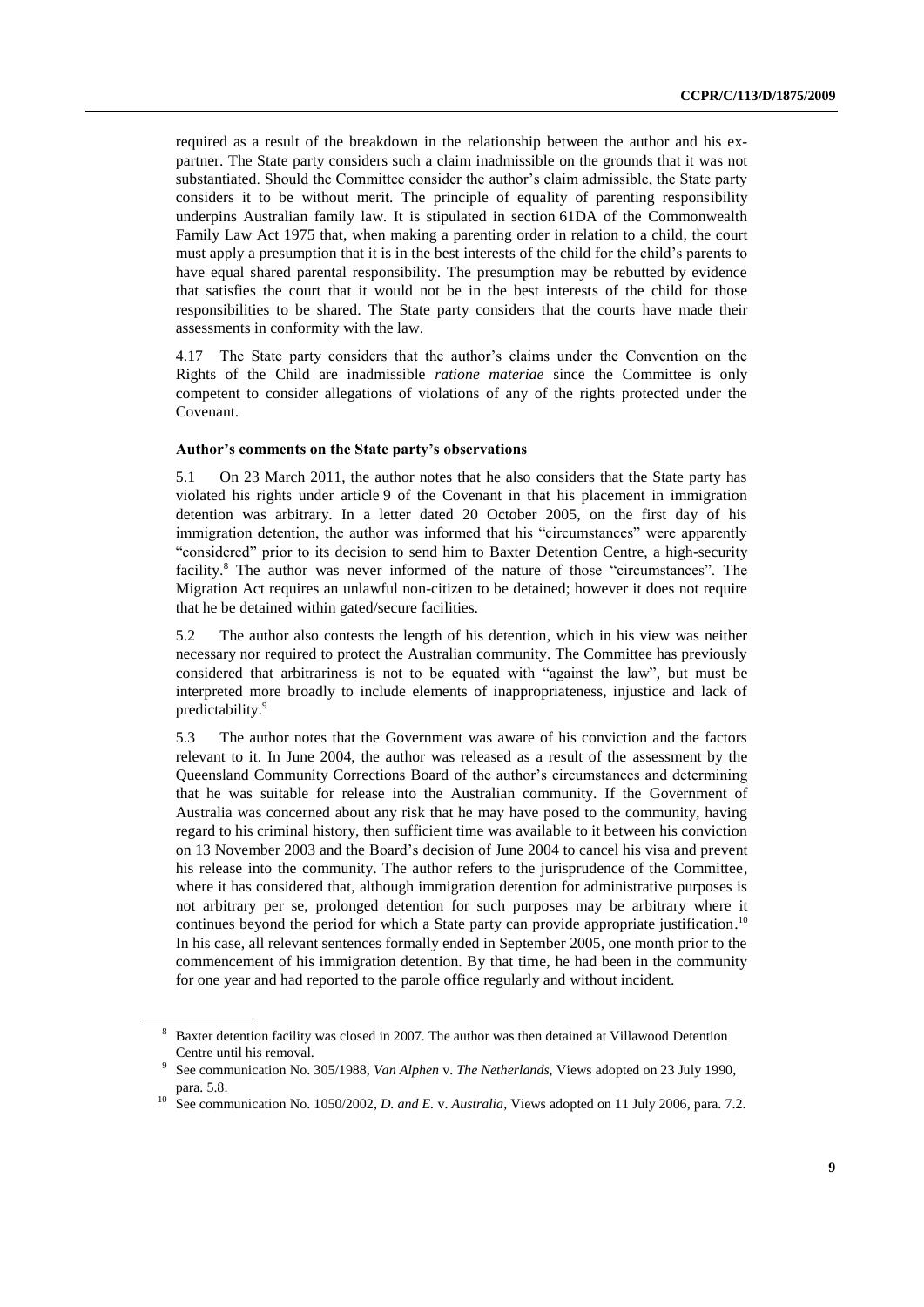required as a result of the breakdown in the relationship between the author and his ex-partner. The State party considers such a claim inadmissible on the grounds that it was not substantiated. Should the Committee consider the author's claim admissible, the State party considers it to be without merit. The principle of equality of parenting responsibility underpins Australian family law. It is stipulated in section 61DA of the Commonwealth Family Law Act 1975 that, when making a parenting order in relation to a child, the court must apply a presumption that it is in the best interests of the child for the child's parents to have equal shared parental responsibility. The presumption may be rebutted by evidence that satisfies the court that it would not be in the best interests of the child for those responsibilities to be shared. The State party considers that the courts have made their assessments in conformity with the law.

4.17 The State party considers that the author's claims under the Convention on the Rights of the Child are inadmissible *ratione materiae* since the Committee is only competent to consider allegations of violations of any of the rights protected under the Covenant.

### Author's comments on the State party's observations

5.1 On 23 March 2011, the author notes that he also considers that the State party has violated his rights under article 9 of the Covenant in that his placement in immigration detention was arbitrary. In a letter dated 20 October 2005, on the first day of his immigration detention, the author was informed that his "circumstances" were apparently "considered" prior to its decision to send him to Baxter Detention Centre, a high-security facility.[8] The author was never informed of the nature of those "circumstances". The Migration Act requires an unlawful non-citizen to be detained; however it does not require that he be detained within gated/secure facilities.

5.2 The author also contests the length of his detention, which in his view was neither necessary nor required to protect the Australian community. The Committee has previously considered that arbitrariness is not to be equated with "against the law", but must be interpreted more broadly to include elements of inappropriateness, injustice and lack of predictability.[9]

5.3 The author notes that the Government was aware of his conviction and the factors relevant to it. In June 2004, the author was released as a result of the assessment by the Queensland Community Corrections Board of the author's circumstances and determining that he was suitable for release into the Australian community. If the Government of Australia was concerned about any risk that he may have posed to the community, having regard to his criminal history, then sufficient time was available to it between his conviction on 13 November 2003 and the Board's decision of June 2004 to cancel his visa and prevent his release into the community. The author refers to the jurisprudence of the Committee, where it has considered that, although immigration detention for administrative purposes is not arbitrary per se, prolonged detention for such purposes may be arbitrary where it continues beyond the period for which a State party can provide appropriate justification.[10] In his case, all relevant sentences formally ended in September 2005, one month prior to the commencement of his immigration detention. By that time, he had been in the community for one year and had reported to the parole office regularly and without incident.

---

[8] Baxter detention facility was closed in 2007. The author was then detained at Villawood Detention Centre until his removal.

[9] See communication No. 305/1988, *Van Alphen* v. *The Netherlands*, Views adopted on 23 July 1990, para. 5.8.

[10] See communication No. 1050/2002, *D. and E.* v. *Australia*, Views adopted on 11 July 2006, para. 7.2.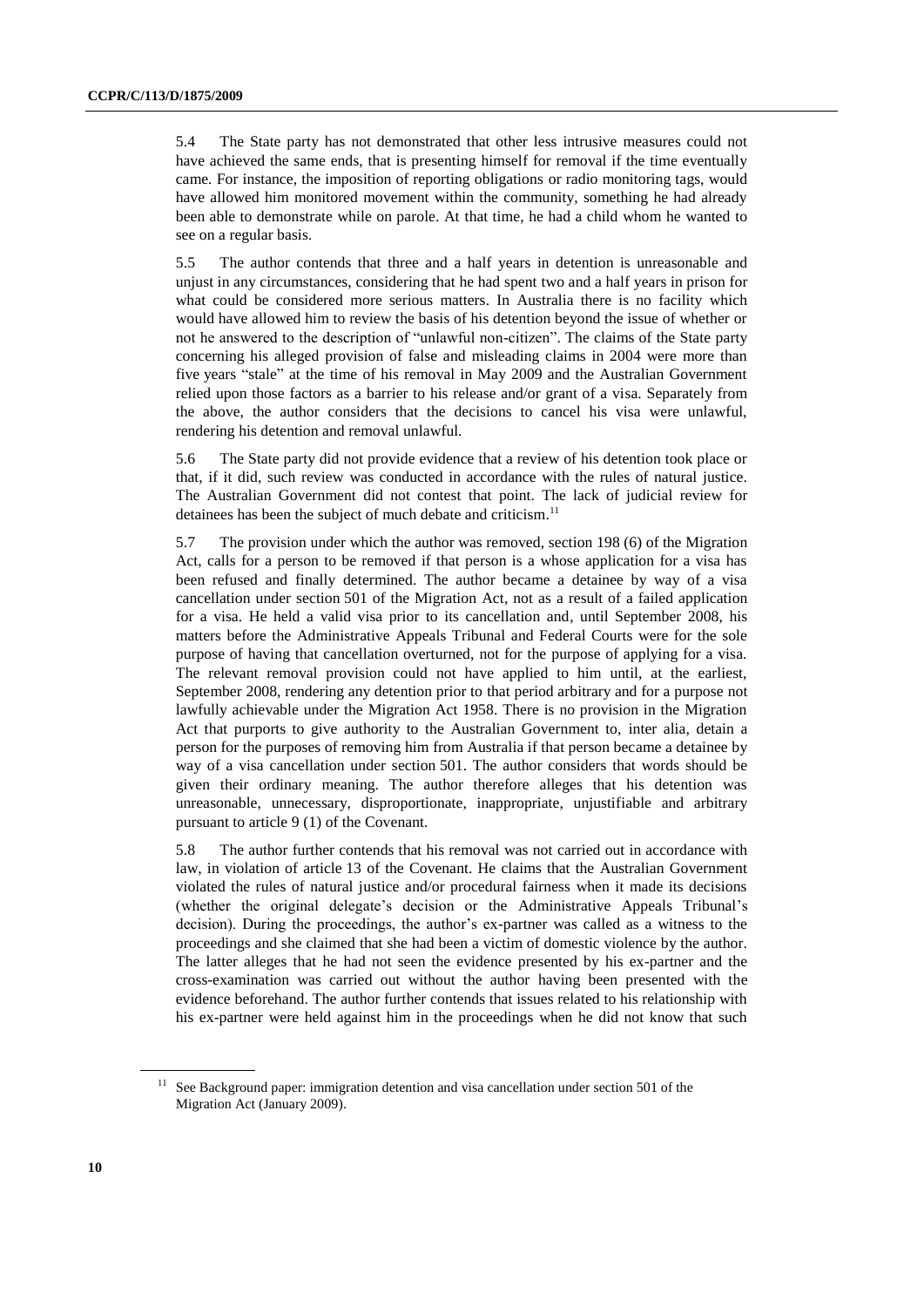5.4 The State party has not demonstrated that other less intrusive measures could not have achieved the same ends, that is presenting himself for removal if the time eventually came. For instance, the imposition of reporting obligations or radio monitoring tags, would have allowed him monitored movement within the community, something he had already been able to demonstrate while on parole. At that time, he had a child whom he wanted to see on a regular basis.

5.5 The author contends that three and a half years in detention is unreasonable and unjust in any circumstances, considering that he had spent two and a half years in prison for what could be considered more serious matters. In Australia there is no facility which would have allowed him to review the basis of his detention beyond the issue of whether or not he answered to the description of "unlawful non-citizen". The claims of the State party concerning his alleged provision of false and misleading claims in 2004 were more than five years "stale" at the time of his removal in May 2009 and the Australian Government relied upon those factors as a barrier to his release and/or grant of a visa. Separately from the above, the author considers that the decisions to cancel his visa were unlawful, rendering his detention and removal unlawful.

5.6 The State party did not provide evidence that a review of his detention took place or that, if it did, such review was conducted in accordance with the rules of natural justice. The Australian Government did not contest that point. The lack of judicial review for detainees has been the subject of much debate and criticism.[11]

5.7 The provision under which the author was removed, section 198 (6) of the Migration Act, calls for a person to be removed if that person is a whose application for a visa has been refused and finally determined. The author became a detainee by way of a visa cancellation under section 501 of the Migration Act, not as a result of a failed application for a visa. He held a valid visa prior to its cancellation and, until September 2008, his matters before the Administrative Appeals Tribunal and Federal Courts were for the sole purpose of having that cancellation overturned, not for the purpose of applying for a visa. The relevant removal provision could not have applied to him until, at the earliest, September 2008, rendering any detention prior to that period arbitrary and for a purpose not lawfully achievable under the Migration Act 1958. There is no provision in the Migration Act that purports to give authority to the Australian Government to, inter alia, detain a person for the purposes of removing him from Australia if that person became a detainee by way of a visa cancellation under section 501. The author considers that words should be given their ordinary meaning. The author therefore alleges that his detention was unreasonable, unnecessary, disproportionate, inappropriate, unjustifiable and arbitrary pursuant to article 9 (1) of the Covenant.

5.8 The author further contends that his removal was not carried out in accordance with law, in violation of article 13 of the Covenant. He claims that the Australian Government violated the rules of natural justice and/or procedural fairness when it made its decisions (whether the original delegate's decision or the Administrative Appeals Tribunal's decision). During the proceedings, the author's ex-partner was called as a witness to the proceedings and she claimed that she had been a victim of domestic violence by the author. The latter alleges that he had not seen the evidence presented by his ex-partner and the cross-examination was carried out without the author having been presented with the evidence beforehand. The author further contends that issues related to his relationship with his ex-partner were held against him in the proceedings when he did not know that such

[11] See Background paper: immigration detention and visa cancellation under section 501 of the Migration Act (January 2009).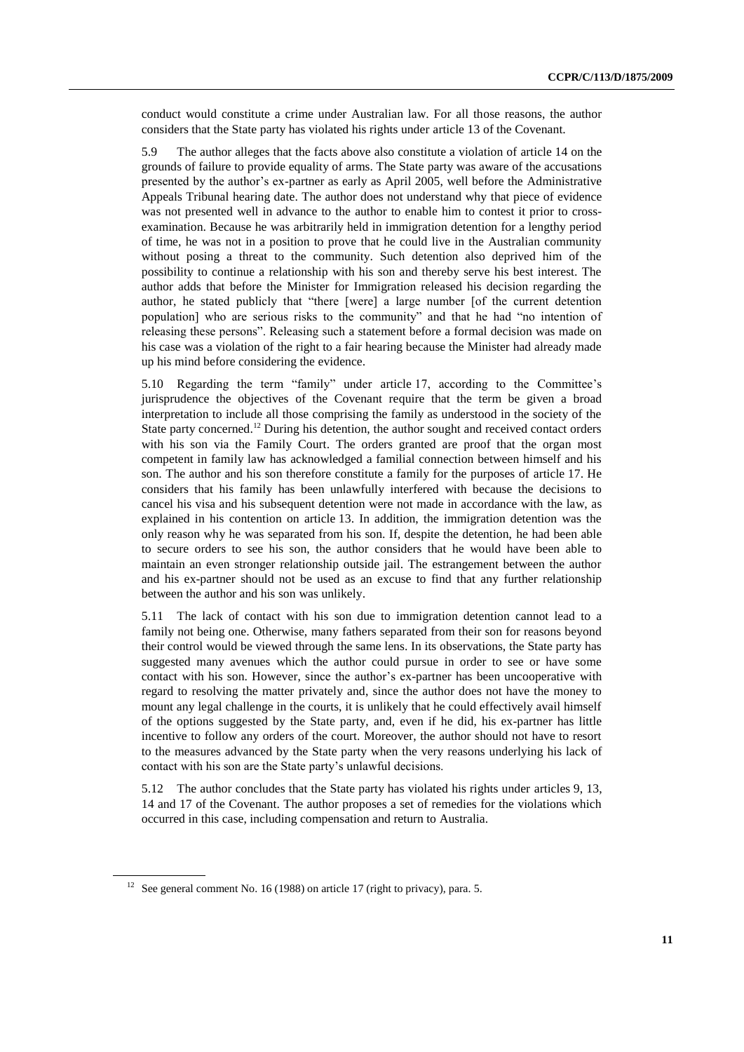conduct would constitute a crime under Australian law. For all those reasons, the author considers that the State party has violated his rights under article 13 of the Covenant.

5.9 The author alleges that the facts above also constitute a violation of article 14 on the grounds of failure to provide equality of arms. The State party was aware of the accusations presented by the author's ex-partner as early as April 2005, well before the Administrative Appeals Tribunal hearing date. The author does not understand why that piece of evidence was not presented well in advance to the author to enable him to contest it prior to cross-examination. Because he was arbitrarily held in immigration detention for a lengthy period of time, he was not in a position to prove that he could live in the Australian community without posing a threat to the community. Such detention also deprived him of the possibility to continue a relationship with his son and thereby serve his best interest. The author adds that before the Minister for Immigration released his decision regarding the author, he stated publicly that "there [were] a large number [of the current detention population] who are serious risks to the community" and that he had "no intention of releasing these persons". Releasing such a statement before a formal decision was made on his case was a violation of the right to a fair hearing because the Minister had already made up his mind before considering the evidence.

5.10 Regarding the term "family" under article 17, according to the Committee's jurisprudence the objectives of the Covenant require that the term be given a broad interpretation to include all those comprising the family as understood in the society of the State party concerned.[12] During his detention, the author sought and received contact orders with his son via the Family Court. The orders granted are proof that the organ most competent in family law has acknowledged a familial connection between himself and his son. The author and his son therefore constitute a family for the purposes of article 17. He considers that his family has been unlawfully interfered with because the decisions to cancel his visa and his subsequent detention were not made in accordance with the law, as explained in his contention on article 13. In addition, the immigration detention was the only reason why he was separated from his son. If, despite the detention, he had been able to secure orders to see his son, the author considers that he would have been able to maintain an even stronger relationship outside jail. The estrangement between the author and his ex-partner should not be used as an excuse to find that any further relationship between the author and his son was unlikely.

5.11 The lack of contact with his son due to immigration detention cannot lead to a family not being one. Otherwise, many fathers separated from their son for reasons beyond their control would be viewed through the same lens. In its observations, the State party has suggested many avenues which the author could pursue in order to see or have some contact with his son. However, since the author's ex-partner has been uncooperative with regard to resolving the matter privately and, since the author does not have the money to mount any legal challenge in the courts, it is unlikely that he could effectively avail himself of the options suggested by the State party, and, even if he did, his ex-partner has little incentive to follow any orders of the court. Moreover, the author should not have to resort to the measures advanced by the State party when the very reasons underlying his lack of contact with his son are the State party's unlawful decisions.

5.12 The author concludes that the State party has violated his rights under articles 9, 13, 14 and 17 of the Covenant. The author proposes a set of remedies for the violations which occurred in this case, including compensation and return to Australia.

---

[12] See general comment No. 16 (1988) on article 17 (right to privacy), para. 5.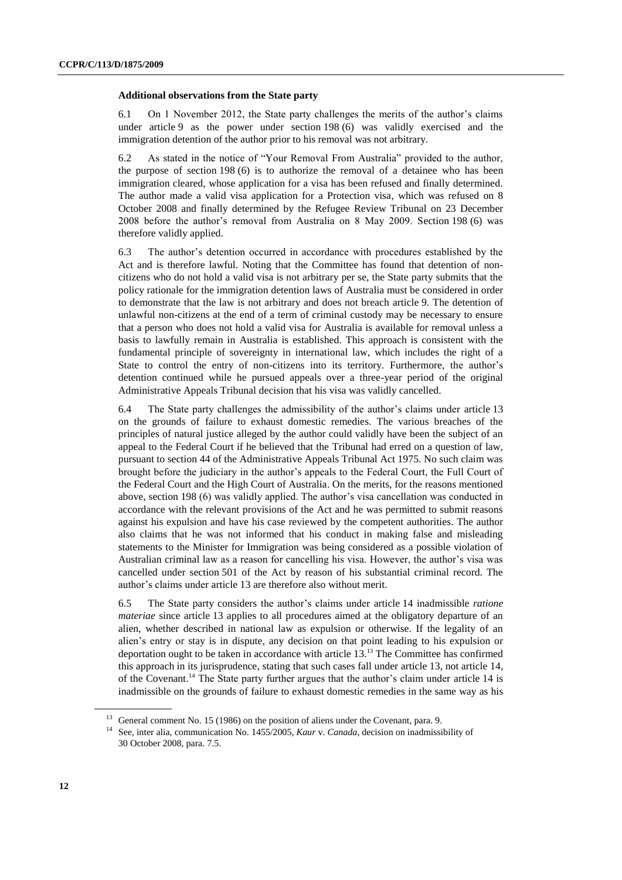### Additional observations from the State party

6.1 On 1 November 2012, the State party challenges the merits of the author's claims under article 9 as the power under section 198 (6) was validly exercised and the immigration detention of the author prior to his removal was not arbitrary.

6.2 As stated in the notice of "Your Removal From Australia" provided to the author, the purpose of section 198 (6) is to authorize the removal of a detainee who has been immigration cleared, whose application for a visa has been refused and finally determined. The author made a valid visa application for a Protection visa, which was refused on 8 October 2008 and finally determined by the Refugee Review Tribunal on 23 December 2008 before the author's removal from Australia on 8 May 2009. Section 198 (6) was therefore validly applied.

6.3 The author's detention occurred in accordance with procedures established by the Act and is therefore lawful. Noting that the Committee has found that detention of non-citizens who do not hold a valid visa is not arbitrary per se, the State party submits that the policy rationale for the immigration detention laws of Australia must be considered in order to demonstrate that the law is not arbitrary and does not breach article 9. The detention of unlawful non-citizens at the end of a term of criminal custody may be necessary to ensure that a person who does not hold a valid visa for Australia is available for removal unless a basis to lawfully remain in Australia is established. This approach is consistent with the fundamental principle of sovereignty in international law, which includes the right of a State to control the entry of non-citizens into its territory. Furthermore, the author's detention continued while he pursued appeals over a three-year period of the original Administrative Appeals Tribunal decision that his visa was validly cancelled.

6.4 The State party challenges the admissibility of the author's claims under article 13 on the grounds of failure to exhaust domestic remedies. The various breaches of the principles of natural justice alleged by the author could validly have been the subject of an appeal to the Federal Court if he believed that the Tribunal had erred on a question of law, pursuant to section 44 of the Administrative Appeals Tribunal Act 1975. No such claim was brought before the judiciary in the author's appeals to the Federal Court, the Full Court of the Federal Court and the High Court of Australia. On the merits, for the reasons mentioned above, section 198 (6) was validly applied. The author's visa cancellation was conducted in accordance with the relevant provisions of the Act and he was permitted to submit reasons against his expulsion and have his case reviewed by the competent authorities. The author also claims that he was not informed that his conduct in making false and misleading statements to the Minister for Immigration was being considered as a possible violation of Australian criminal law as a reason for cancelling his visa. However, the author's visa was cancelled under section 501 of the Act by reason of his substantial criminal record. The author's claims under article 13 are therefore also without merit.

6.5 The State party considers the author's claims under article 14 inadmissible *ratione materiae* since article 13 applies to all procedures aimed at the obligatory departure of an alien, whether described in national law as expulsion or otherwise. If the legality of an alien's entry or stay is in dispute, any decision on that point leading to his expulsion or deportation ought to be taken in accordance with article 13.[13] The Committee has confirmed this approach in its jurisprudence, stating that such cases fall under article 13, not article 14, of the Covenant.[14] The State party further argues that the author's claim under article 14 is inadmissible on the grounds of failure to exhaust domestic remedies in the same way as his

---

[13] General comment No. 15 (1986) on the position of aliens under the Covenant, para. 9.

[14] See, inter alia, communication No. 1455/2005, *Kaur* v. *Canada*, decision on inadmissibility of 30 October 2008, para. 7.5.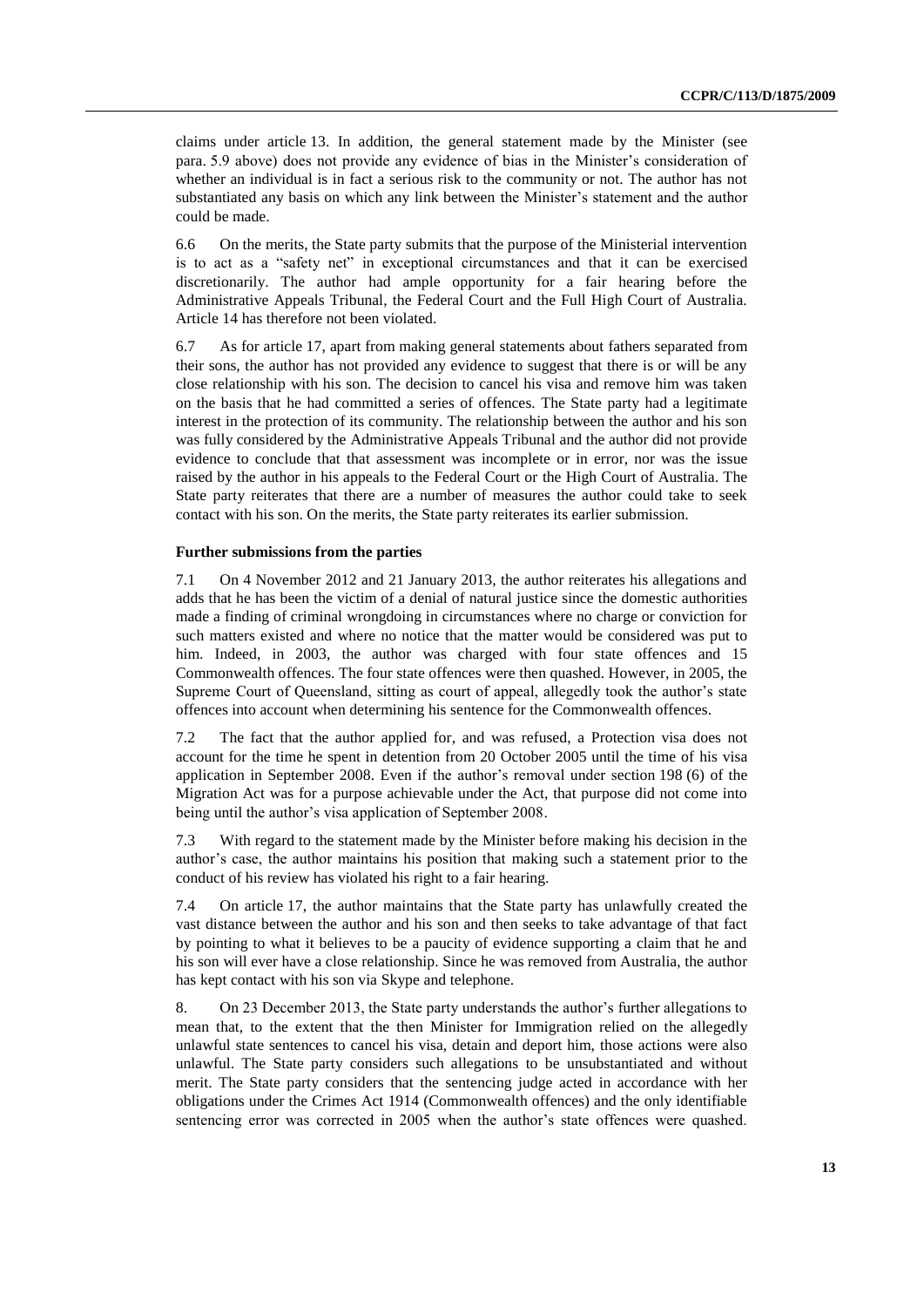claims under article 13. In addition, the general statement made by the Minister (see para. 5.9 above) does not provide any evidence of bias in the Minister's consideration of whether an individual is in fact a serious risk to the community or not. The author has not substantiated any basis on which any link between the Minister's statement and the author could be made.

6.6 On the merits, the State party submits that the purpose of the Ministerial intervention is to act as a "safety net" in exceptional circumstances and that it can be exercised discretionarily. The author had ample opportunity for a fair hearing before the Administrative Appeals Tribunal, the Federal Court and the Full High Court of Australia. Article 14 has therefore not been violated.

6.7 As for article 17, apart from making general statements about fathers separated from their sons, the author has not provided any evidence to suggest that there is or will be any close relationship with his son. The decision to cancel his visa and remove him was taken on the basis that he had committed a series of offences. The State party had a legitimate interest in the protection of its community. The relationship between the author and his son was fully considered by the Administrative Appeals Tribunal and the author did not provide evidence to conclude that that assessment was incomplete or in error, nor was the issue raised by the author in his appeals to the Federal Court or the High Court of Australia. The State party reiterates that there are a number of measures the author could take to seek contact with his son. On the merits, the State party reiterates its earlier submission.

**Further submissions from the parties**

7.1 On 4 November 2012 and 21 January 2013, the author reiterates his allegations and adds that he has been the victim of a denial of natural justice since the domestic authorities made a finding of criminal wrongdoing in circumstances where no charge or conviction for such matters existed and where no notice that the matter would be considered was put to him. Indeed, in 2003, the author was charged with four state offences and 15 Commonwealth offences. The four state offences were then quashed. However, in 2005, the Supreme Court of Queensland, sitting as court of appeal, allegedly took the author's state offences into account when determining his sentence for the Commonwealth offences.

7.2 The fact that the author applied for, and was refused, a Protection visa does not account for the time he spent in detention from 20 October 2005 until the time of his visa application in September 2008. Even if the author's removal under section 198 (6) of the Migration Act was for a purpose achievable under the Act, that purpose did not come into being until the author's visa application of September 2008.

7.3 With regard to the statement made by the Minister before making his decision in the author's case, the author maintains his position that making such a statement prior to the conduct of his review has violated his right to a fair hearing.

7.4 On article 17, the author maintains that the State party has unlawfully created the vast distance between the author and his son and then seeks to take advantage of that fact by pointing to what it believes to be a paucity of evidence supporting a claim that he and his son will ever have a close relationship. Since he was removed from Australia, the author has kept contact with his son via Skype and telephone.

8. On 23 December 2013, the State party understands the author's further allegations to mean that, to the extent that the then Minister for Immigration relied on the allegedly unlawful state sentences to cancel his visa, detain and deport him, those actions were also unlawful. The State party considers such allegations to be unsubstantiated and without merit. The State party considers that the sentencing judge acted in accordance with her obligations under the Crimes Act 1914 (Commonwealth offences) and the only identifiable sentencing error was corrected in 2005 when the author's state offences were quashed.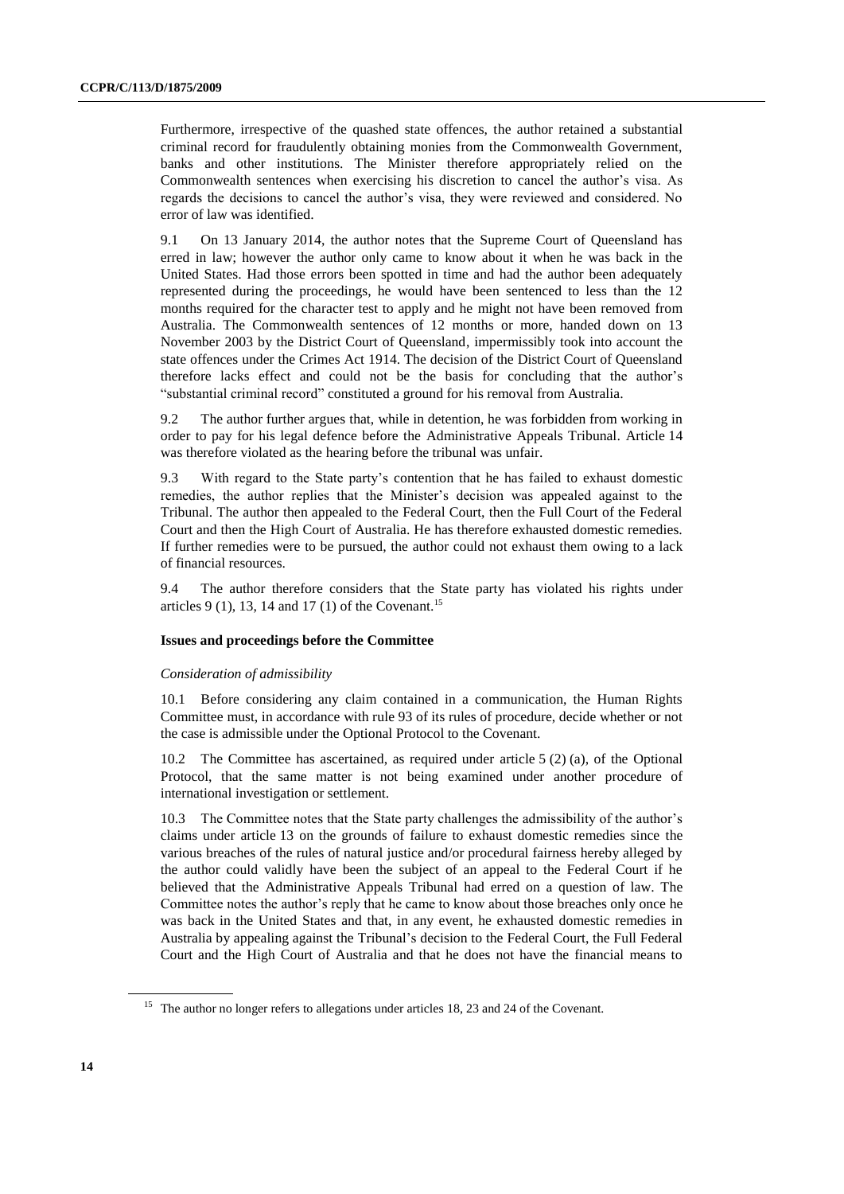Furthermore, irrespective of the quashed state offences, the author retained a substantial criminal record for fraudulently obtaining monies from the Commonwealth Government, banks and other institutions. The Minister therefore appropriately relied on the Commonwealth sentences when exercising his discretion to cancel the author's visa. As regards the decisions to cancel the author's visa, they were reviewed and considered. No error of law was identified.

9.1 On 13 January 2014, the author notes that the Supreme Court of Queensland has erred in law; however the author only came to know about it when he was back in the United States. Had those errors been spotted in time and had the author been adequately represented during the proceedings, he would have been sentenced to less than the 12 months required for the character test to apply and he might not have been removed from Australia. The Commonwealth sentences of 12 months or more, handed down on 13 November 2003 by the District Court of Queensland, impermissibly took into account the state offences under the Crimes Act 1914. The decision of the District Court of Queensland therefore lacks effect and could not be the basis for concluding that the author's "substantial criminal record" constituted a ground for his removal from Australia.

9.2 The author further argues that, while in detention, he was forbidden from working in order to pay for his legal defence before the Administrative Appeals Tribunal. Article 14 was therefore violated as the hearing before the tribunal was unfair.

9.3 With regard to the State party's contention that he has failed to exhaust domestic remedies, the author replies that the Minister's decision was appealed against to the Tribunal. The author then appealed to the Federal Court, then the Full Court of the Federal Court and then the High Court of Australia. He has therefore exhausted domestic remedies. If further remedies were to be pursued, the author could not exhaust them owing to a lack of financial resources.

9.4 The author therefore considers that the State party has violated his rights under articles 9 (1), 13, 14 and 17 (1) of the Covenant.[15]

### Issues and proceedings before the Committee

*Consideration of admissibility*

10.1 Before considering any claim contained in a communication, the Human Rights Committee must, in accordance with rule 93 of its rules of procedure, decide whether or not the case is admissible under the Optional Protocol to the Covenant.

10.2 The Committee has ascertained, as required under article 5 (2) (a), of the Optional Protocol, that the same matter is not being examined under another procedure of international investigation or settlement.

10.3 The Committee notes that the State party challenges the admissibility of the author's claims under article 13 on the grounds of failure to exhaust domestic remedies since the various breaches of the rules of natural justice and/or procedural fairness hereby alleged by the author could validly have been the subject of an appeal to the Federal Court if he believed that the Administrative Appeals Tribunal had erred on a question of law. The Committee notes the author's reply that he came to know about those breaches only once he was back in the United States and that, in any event, he exhausted domestic remedies in Australia by appealing against the Tribunal's decision to the Federal Court, the Full Federal Court and the High Court of Australia and that he does not have the financial means to

[15] The author no longer refers to allegations under articles 18, 23 and 24 of the Covenant.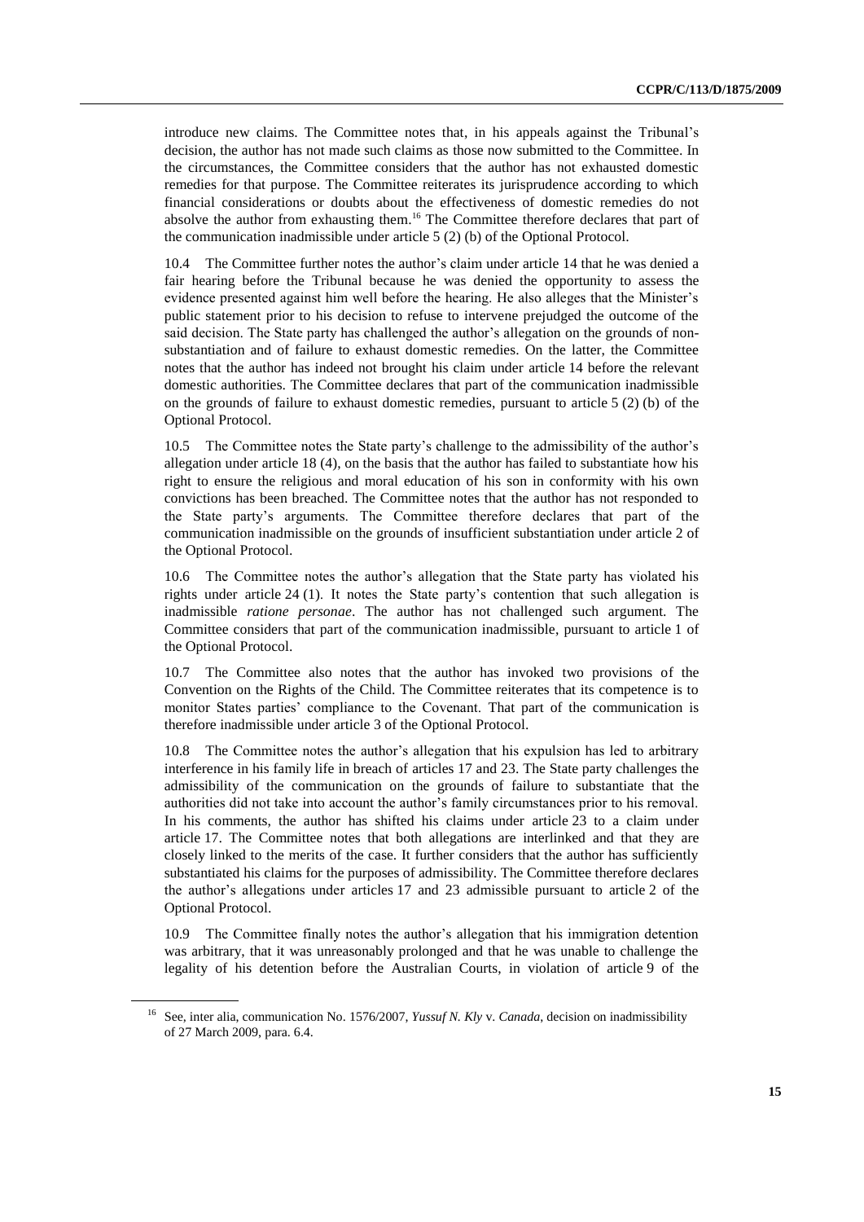introduce new claims. The Committee notes that, in his appeals against the Tribunal's decision, the author has not made such claims as those now submitted to the Committee. In the circumstances, the Committee considers that the author has not exhausted domestic remedies for that purpose. The Committee reiterates its jurisprudence according to which financial considerations or doubts about the effectiveness of domestic remedies do not absolve the author from exhausting them.[16] The Committee therefore declares that part of the communication inadmissible under article 5 (2) (b) of the Optional Protocol.

10.4 The Committee further notes the author's claim under article 14 that he was denied a fair hearing before the Tribunal because he was denied the opportunity to assess the evidence presented against him well before the hearing. He also alleges that the Minister's public statement prior to his decision to refuse to intervene prejudged the outcome of the said decision. The State party has challenged the author's allegation on the grounds of non-substantiation and of failure to exhaust domestic remedies. On the latter, the Committee notes that the author has indeed not brought his claim under article 14 before the relevant domestic authorities. The Committee declares that part of the communication inadmissible on the grounds of failure to exhaust domestic remedies, pursuant to article 5 (2) (b) of the Optional Protocol.

10.5 The Committee notes the State party's challenge to the admissibility of the author's allegation under article 18 (4), on the basis that the author has failed to substantiate how his right to ensure the religious and moral education of his son in conformity with his own convictions has been breached. The Committee notes that the author has not responded to the State party's arguments. The Committee therefore declares that part of the communication inadmissible on the grounds of insufficient substantiation under article 2 of the Optional Protocol.

10.6 The Committee notes the author's allegation that the State party has violated his rights under article 24 (1). It notes the State party's contention that such allegation is inadmissible *ratione personae*. The author has not challenged such argument. The Committee considers that part of the communication inadmissible, pursuant to article 1 of the Optional Protocol.

10.7 The Committee also notes that the author has invoked two provisions of the Convention on the Rights of the Child. The Committee reiterates that its competence is to monitor States parties' compliance to the Covenant. That part of the communication is therefore inadmissible under article 3 of the Optional Protocol.

10.8 The Committee notes the author's allegation that his expulsion has led to arbitrary interference in his family life in breach of articles 17 and 23. The State party challenges the admissibility of the communication on the grounds of failure to substantiate that the authorities did not take into account the author's family circumstances prior to his removal. In his comments, the author has shifted his claims under article 23 to a claim under article 17. The Committee notes that both allegations are interlinked and that they are closely linked to the merits of the case. It further considers that the author has sufficiently substantiated his claims for the purposes of admissibility. The Committee therefore declares the author's allegations under articles 17 and 23 admissible pursuant to article 2 of the Optional Protocol.

10.9 The Committee finally notes the author's allegation that his immigration detention was arbitrary, that it was unreasonably prolonged and that he was unable to challenge the legality of his detention before the Australian Courts, in violation of article 9 of the

---

[16] See, inter alia, communication No. 1576/2007, *Yussuf N. Kly* v. *Canada*, decision on inadmissibility of 27 March 2009, para. 6.4.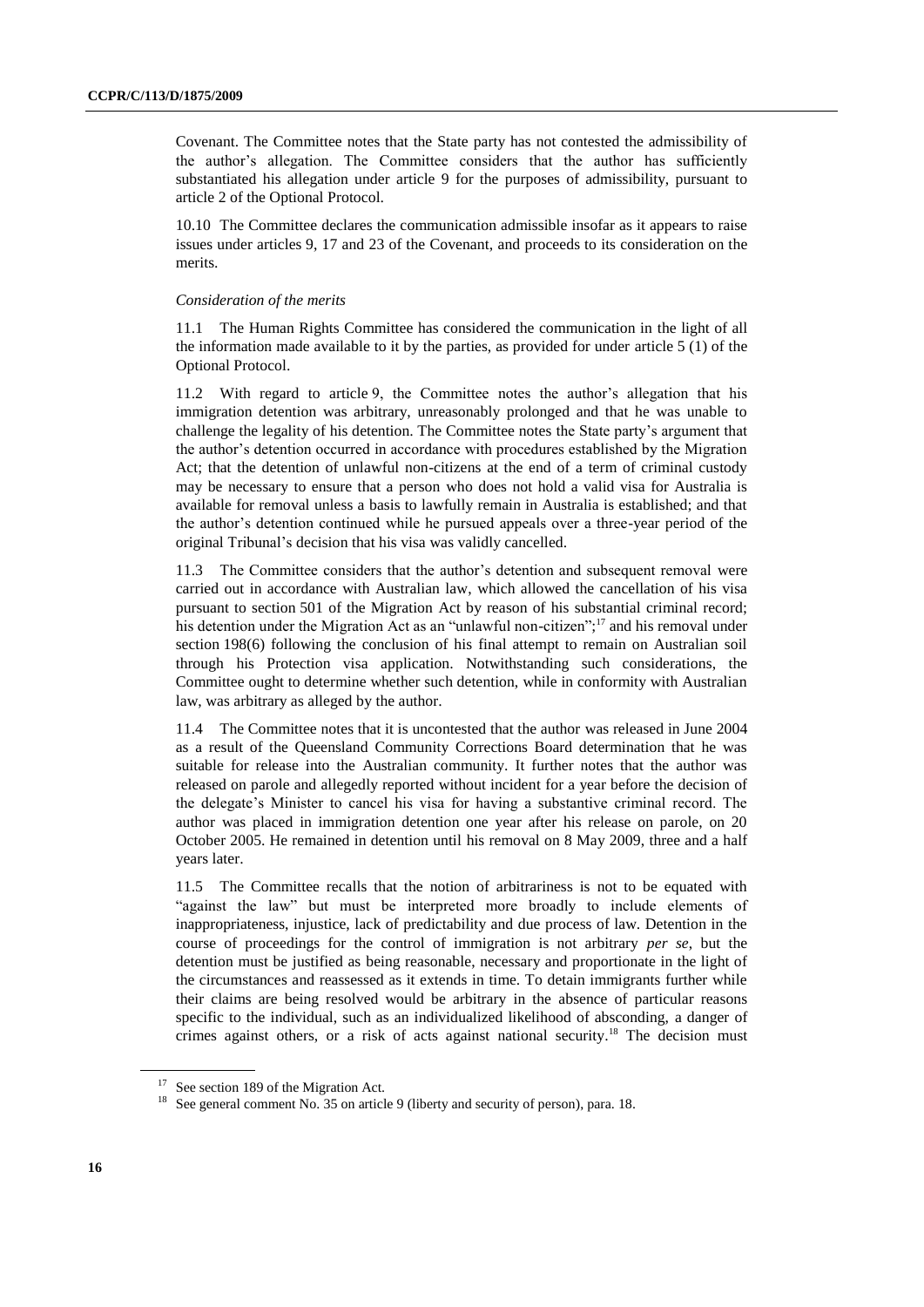Covenant. The Committee notes that the State party has not contested the admissibility of the author's allegation. The Committee considers that the author has sufficiently substantiated his allegation under article 9 for the purposes of admissibility, pursuant to article 2 of the Optional Protocol.

10.10 The Committee declares the communication admissible insofar as it appears to raise issues under articles 9, 17 and 23 of the Covenant, and proceeds to its consideration on the merits.

*Consideration of the merits*

11.1 The Human Rights Committee has considered the communication in the light of all the information made available to it by the parties, as provided for under article 5 (1) of the Optional Protocol.

11.2 With regard to article 9, the Committee notes the author's allegation that his immigration detention was arbitrary, unreasonably prolonged and that he was unable to challenge the legality of his detention. The Committee notes the State party's argument that the author's detention occurred in accordance with procedures established by the Migration Act; that the detention of unlawful non-citizens at the end of a term of criminal custody may be necessary to ensure that a person who does not hold a valid visa for Australia is available for removal unless a basis to lawfully remain in Australia is established; and that the author's detention continued while he pursued appeals over a three-year period of the original Tribunal's decision that his visa was validly cancelled.

11.3 The Committee considers that the author's detention and subsequent removal were carried out in accordance with Australian law, which allowed the cancellation of his visa pursuant to section 501 of the Migration Act by reason of his substantial criminal record; his detention under the Migration Act as an "unlawful non-citizen";[17] and his removal under section 198(6) following the conclusion of his final attempt to remain on Australian soil through his Protection visa application. Notwithstanding such considerations, the Committee ought to determine whether such detention, while in conformity with Australian law, was arbitrary as alleged by the author.

11.4 The Committee notes that it is uncontested that the author was released in June 2004 as a result of the Queensland Community Corrections Board determination that he was suitable for release into the Australian community. It further notes that the author was released on parole and allegedly reported without incident for a year before the decision of the delegate's Minister to cancel his visa for having a substantive criminal record. The author was placed in immigration detention one year after his release on parole, on 20 October 2005. He remained in detention until his removal on 8 May 2009, three and a half years later.

11.5 The Committee recalls that the notion of arbitrariness is not to be equated with "against the law" but must be interpreted more broadly to include elements of inappropriateness, injustice, lack of predictability and due process of law. Detention in the course of proceedings for the control of immigration is not arbitrary *per se*, but the detention must be justified as being reasonable, necessary and proportionate in the light of the circumstances and reassessed as it extends in time. To detain immigrants further while their claims are being resolved would be arbitrary in the absence of particular reasons specific to the individual, such as an individualized likelihood of absconding, a danger of crimes against others, or a risk of acts against national security.[18] The decision must

---

[17] See section 189 of the Migration Act.

[18] See general comment No. 35 on article 9 (liberty and security of person), para. 18.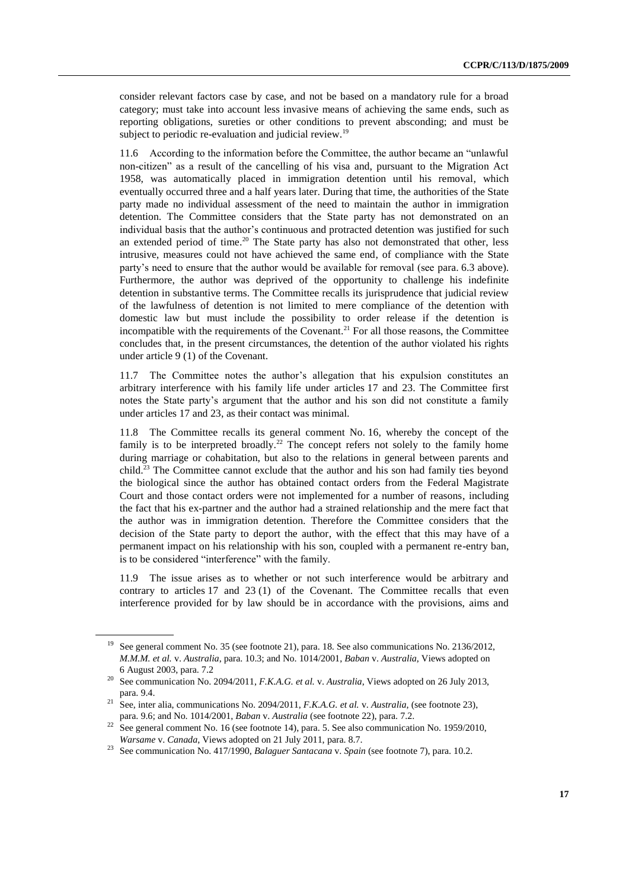consider relevant factors case by case, and not be based on a mandatory rule for a broad category; must take into account less invasive means of achieving the same ends, such as reporting obligations, sureties or other conditions to prevent absconding; and must be subject to periodic re-evaluation and judicial review.[19]

11.6 According to the information before the Committee, the author became an "unlawful non-citizen" as a result of the cancelling of his visa and, pursuant to the Migration Act 1958, was automatically placed in immigration detention until his removal, which eventually occurred three and a half years later. During that time, the authorities of the State party made no individual assessment of the need to maintain the author in immigration detention. The Committee considers that the State party has not demonstrated on an individual basis that the author's continuous and protracted detention was justified for such an extended period of time.[20] The State party has also not demonstrated that other, less intrusive, measures could not have achieved the same end, of compliance with the State party's need to ensure that the author would be available for removal (see para. 6.3 above). Furthermore, the author was deprived of the opportunity to challenge his indefinite detention in substantive terms. The Committee recalls its jurisprudence that judicial review of the lawfulness of detention is not limited to mere compliance of the detention with domestic law but must include the possibility to order release if the detention is incompatible with the requirements of the Covenant.[21] For all those reasons, the Committee concludes that, in the present circumstances, the detention of the author violated his rights under article 9 (1) of the Covenant.

11.7 The Committee notes the author's allegation that his expulsion constitutes an arbitrary interference with his family life under articles 17 and 23. The Committee first notes the State party's argument that the author and his son did not constitute a family under articles 17 and 23, as their contact was minimal.

11.8 The Committee recalls its general comment No. 16, whereby the concept of the family is to be interpreted broadly.[22] The concept refers not solely to the family home during marriage or cohabitation, but also to the relations in general between parents and child.[23] The Committee cannot exclude that the author and his son had family ties beyond the biological since the author has obtained contact orders from the Federal Magistrate Court and those contact orders were not implemented for a number of reasons, including the fact that his ex-partner and the author had a strained relationship and the mere fact that the author was in immigration detention. Therefore the Committee considers that the decision of the State party to deport the author, with the effect that this may have of a permanent impact on his relationship with his son, coupled with a permanent re-entry ban, is to be considered "interference" with the family.

11.9 The issue arises as to whether or not such interference would be arbitrary and contrary to articles 17 and 23 (1) of the Covenant. The Committee recalls that even interference provided for by law should be in accordance with the provisions, aims and

---

[19] See general comment No. 35 (see footnote 21), para. 18. See also communications No. 2136/2012, *M.M.M. et al.* v. *Australia*, para. 10.3; and No. 1014/2001, *Baban* v. *Australia*, Views adopted on 6 August 2003, para. 7.2

[20] See communication No. 2094/2011, *F.K.A.G. et al.* v. *Australia*, Views adopted on 26 July 2013, para. 9.4.

[21] See, inter alia, communications No. 2094/2011, *F.K.A.G. et al.* v. *Australia*, (see footnote 23), para. 9.6; and No. 1014/2001, *Baban* v. *Australia* (see footnote 22), para. 7.2.

[22] See general comment No. 16 (see footnote 14), para. 5. See also communication No. 1959/2010, *Warsame* v. *Canada*, Views adopted on 21 July 2011, para. 8.7.

[23] See communication No. 417/1990, *Balaguer Santacana* v. *Spain* (see footnote 7), para. 10.2.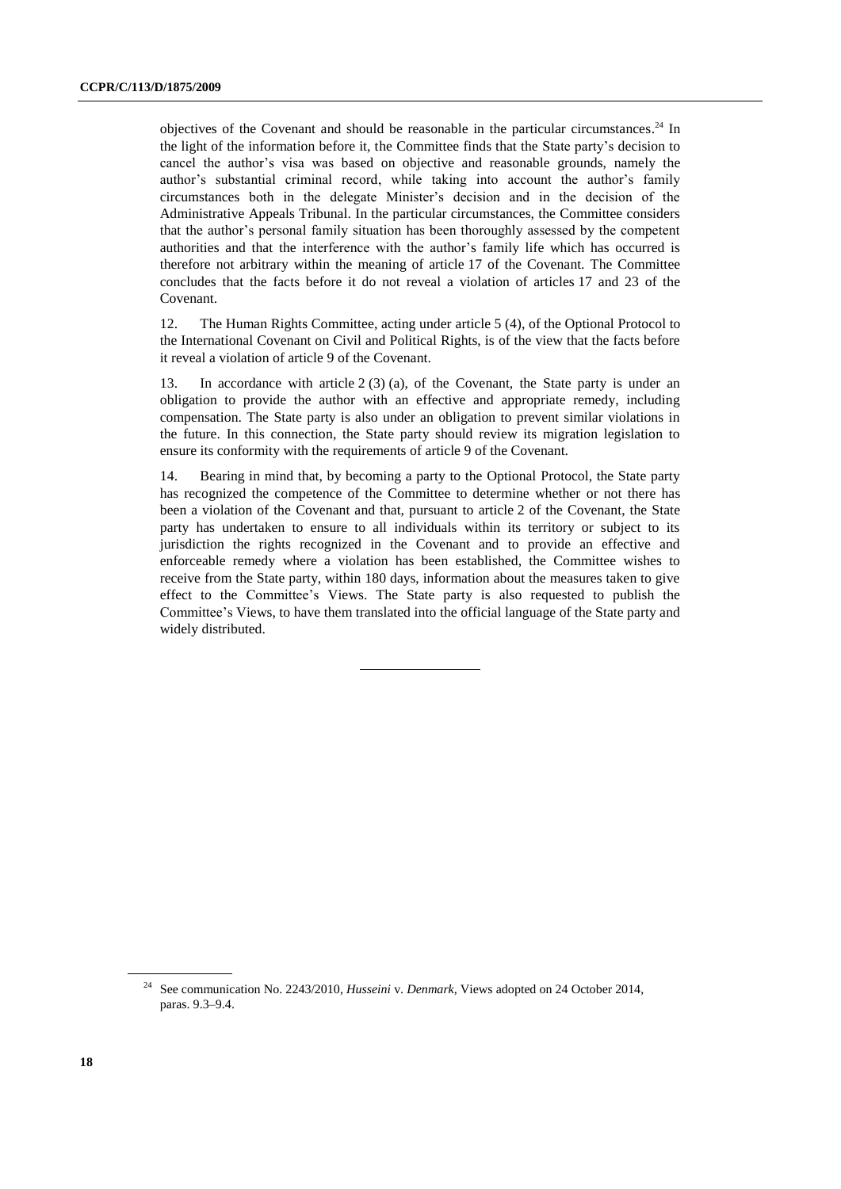objectives of the Covenant and should be reasonable in the particular circumstances.[24] In the light of the information before it, the Committee finds that the State party's decision to cancel the author's visa was based on objective and reasonable grounds, namely the author's substantial criminal record, while taking into account the author's family circumstances both in the delegate Minister's decision and in the decision of the Administrative Appeals Tribunal. In the particular circumstances, the Committee considers that the author's personal family situation has been thoroughly assessed by the competent authorities and that the interference with the author's family life which has occurred is therefore not arbitrary within the meaning of article 17 of the Covenant. The Committee concludes that the facts before it do not reveal a violation of articles 17 and 23 of the Covenant.

12. The Human Rights Committee, acting under article 5 (4), of the Optional Protocol to the International Covenant on Civil and Political Rights, is of the view that the facts before it reveal a violation of article 9 of the Covenant.

13. In accordance with article 2 (3) (a), of the Covenant, the State party is under an obligation to provide the author with an effective and appropriate remedy, including compensation. The State party is also under an obligation to prevent similar violations in the future. In this connection, the State party should review its migration legislation to ensure its conformity with the requirements of article 9 of the Covenant.

14. Bearing in mind that, by becoming a party to the Optional Protocol, the State party has recognized the competence of the Committee to determine whether or not there has been a violation of the Covenant and that, pursuant to article 2 of the Covenant, the State party has undertaken to ensure to all individuals within its territory or subject to its jurisdiction the rights recognized in the Covenant and to provide an effective and enforceable remedy where a violation has been established, the Committee wishes to receive from the State party, within 180 days, information about the measures taken to give effect to the Committee's Views. The State party is also requested to publish the Committee's Views, to have them translated into the official language of the State party and widely distributed.

---

[24] See communication No. 2243/2010, *Husseini* v. *Denmark*, Views adopted on 24 October 2014, paras. 9.3–9.4.